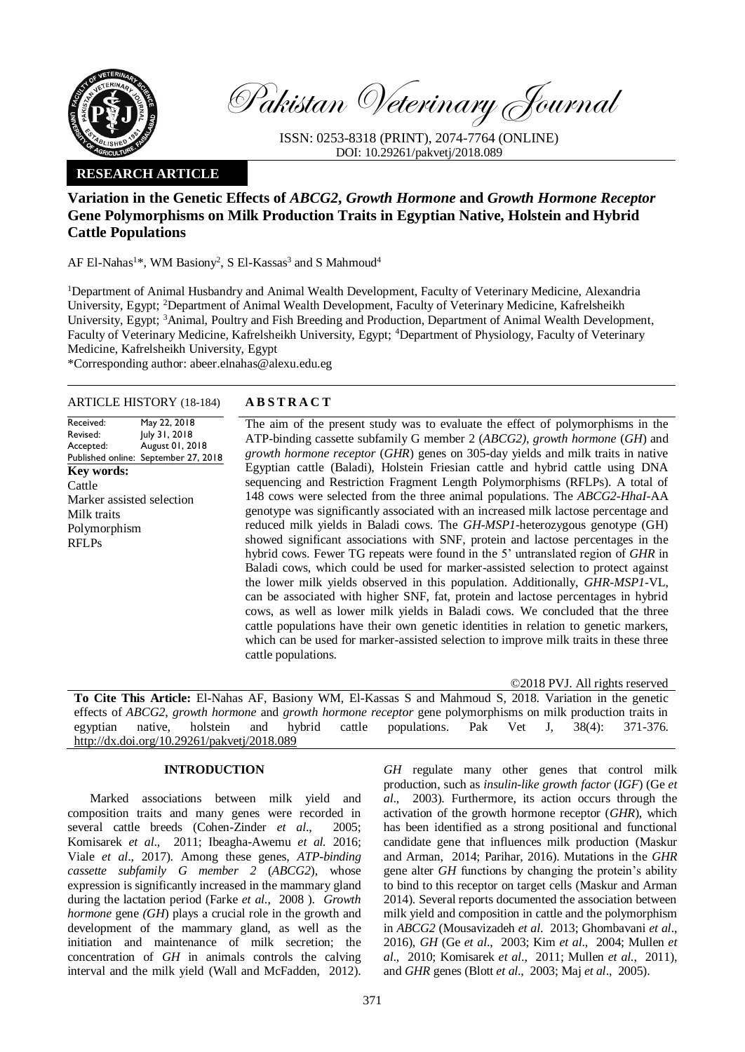Pakistan Veterinary Journal

ISSN: 0253-8318 (PRINT), 2074-7764 (ONLINE)
DOI: 10.29261/pakvetj/2018.089

**RESEARCH ARTICLE**

# Variation in the Genetic Effects of *ABCG2*, *Growth Hormone* and *Growth Hormone Receptor* Gene Polymorphisms on Milk Production Traits in Egyptian Native, Holstein and Hybrid Cattle Populations

AF El-Nahas[1]*, WM Basiony[2], S El-Kassas[3] and S Mahmoud[4]

[1]Department of Animal Husbandry and Animal Wealth Development, Faculty of Veterinary Medicine, Alexandria University, Egypt; [2]Department of Animal Wealth Development, Faculty of Veterinary Medicine, Kafrelsheikh University, Egypt; [3]Animal, Poultry and Fish Breeding and Production, Department of Animal Wealth Development, Faculty of Veterinary Medicine, Kafrelsheikh University, Egypt; [4]Department of Physiology, Faculty of Veterinary Medicine, Kafrelsheikh University, Egypt

*Corresponding author: abeer.elnahas@alexu.edu.eg

**ARTICLE HISTORY (18-184)**

| | |
|---|---|
| Received: | May 22, 2018 |
| Revised: | July 31, 2018 |
| Accepted: | August 01, 2018 |
| Published online: | September 27, 2018 |

**Key words:**
Cattle
Marker assisted selection
Milk traits
Polymorphism
RFLPs

**ABSTRACT**

The aim of the present study was to evaluate the effect of polymorphisms in the ATP-binding cassette subfamily G member 2 (*ABCG2)*, *growth hormone* (*GH*) and *growth hormone receptor* (*GHR*) genes on 305-day yields and milk traits in native Egyptian cattle (Baladi), Holstein Friesian cattle and hybrid cattle using DNA sequencing and Restriction Fragment Length Polymorphisms (RFLPs). A total of 148 cows were selected from the three animal populations. The *ABCG2-HhaI*-AA genotype was significantly associated with an increased milk lactose percentage and reduced milk yields in Baladi cows. The *GH-MSP1*-heterozygous genotype (GH) showed significant associations with SNF, protein and lactose percentages in the hybrid cows. Fewer TG repeats were found in the 5' untranslated region of *GHR* in Baladi cows, which could be used for marker-assisted selection to protect against the lower milk yields observed in this population. Additionally, *GHR-MSP1*-VL, can be associated with higher SNF, fat, protein and lactose percentages in hybrid cows, as well as lower milk yields in Baladi cows. We concluded that the three cattle populations have their own genetic identities in relation to genetic markers, which can be used for marker-assisted selection to improve milk traits in these three cattle populations.

©2018 PVJ. All rights reserved

**To Cite This Article:** El-Nahas AF, Basiony WM, El-Kassas S and Mahmoud S, 2018. Variation in the genetic effects of *ABCG2*, *growth hormone* and *growth hormone receptor* gene polymorphisms on milk production traits in egyptian native, holstein and hybrid cattle populations. Pak Vet J, 38(4): 371-376. http://dx.doi.org/10.29261/pakvetj/2018.089

## INTRODUCTION

Marked associations between milk yield and composition traits and many genes were recorded in several cattle breeds (Cohen-Zinder *et al*., 2005; Komisarek *et al*., 2011; Ibeagha-Awemu *et al.* 2016; Viale *et al*., 2017). Among these genes, *ATP-binding cassette subfamily G member 2* (*ABCG2*), whose expression is significantly increased in the mammary gland during the lactation period (Farke *et al.*, 2008 ). *Growth hormone* gene *(GH*) plays a crucial role in the growth and development of the mammary gland, as well as the initiation and maintenance of milk secretion; the concentration of *GH* in animals controls the calving interval and the milk yield (Wall and McFadden, 2012). *GH* regulate many other genes that control milk production, such as *insulin-like growth factor* (*IGF*) (Ge *et al*., 2003). Furthermore, its action occurs through the activation of the growth hormone receptor (*GHR*), which has been identified as a strong positional and functional candidate gene that influences milk production (Maskur and Arman, 2014; Parihar, 2016). Mutations in the *GHR* gene alter *GH* functions by changing the protein's ability to bind to this receptor on target cells (Maskur and Arman 2014). Several reports documented the association between milk yield and composition in cattle and the polymorphism in *ABCG2* (Mousavizadeh *et al.* 2013; Ghombavani *et al*., 2016), *GH* (Ge *et al*., 2003; Kim *et al*., 2004; Mullen *et al*., 2010; Komisarek *et al*., 2011; Mullen *et al.*, 2011), and *GHR* genes (Blott *et al*., 2003; Maj *et al*., 2005).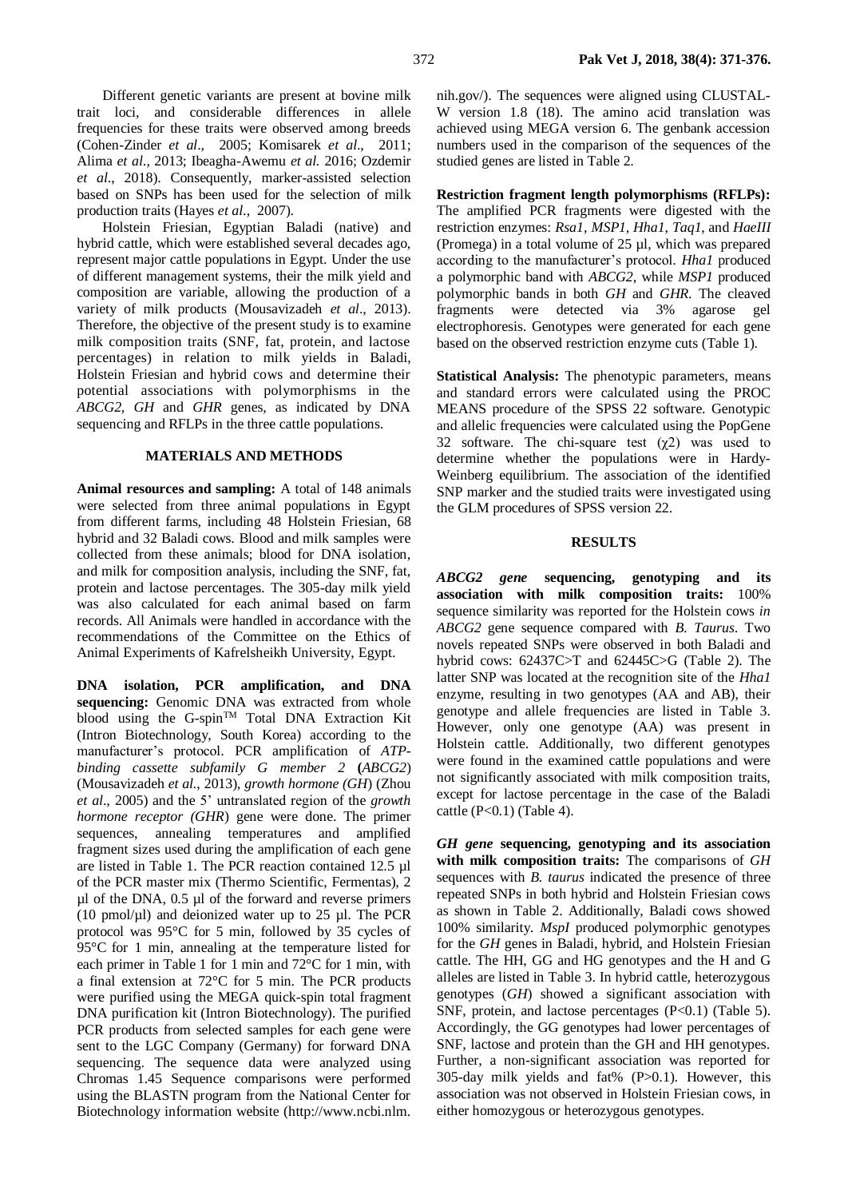Different genetic variants are present at bovine milk trait loci, and considerable differences in allele frequencies for these traits were observed among breeds (Cohen-Zinder *et al*., 2005; Komisarek *et al*., 2011; Alima *et al*., 2013; Ibeagha-Awemu *et al.* 2016; Ozdemir *et al*., 2018). Consequently, marker-assisted selection based on SNPs has been used for the selection of milk production traits (Hayes *et al*., 2007).

Holstein Friesian, Egyptian Baladi (native) and hybrid cattle, which were established several decades ago, represent major cattle populations in Egypt. Under the use of different management systems, their the milk yield and composition are variable, allowing the production of a variety of milk products (Mousavizadeh *et al*., 2013). Therefore, the objective of the present study is to examine milk composition traits (SNF, fat, protein, and lactose percentages) in relation to milk yields in Baladi, Holstein Friesian and hybrid cows and determine their potential associations with polymorphisms in the *ABCG2*, *GH* and *GHR* genes, as indicated by DNA sequencing and RFLPs in the three cattle populations.

## MATERIALS AND METHODS

**Animal resources and sampling:** A total of 148 animals were selected from three animal populations in Egypt from different farms, including 48 Holstein Friesian, 68 hybrid and 32 Baladi cows. Blood and milk samples were collected from these animals; blood for DNA isolation, and milk for composition analysis, including the SNF, fat, protein and lactose percentages. The 305-day milk yield was also calculated for each animal based on farm records. All Animals were handled in accordance with the recommendations of the Committee on the Ethics of Animal Experiments of Kafrelsheikh University, Egypt.

**DNA isolation, PCR amplification, and DNA sequencing:** Genomic DNA was extracted from whole blood using the G-spin™ Total DNA Extraction Kit (Intron Biotechnology, South Korea) according to the manufacturer's protocol. PCR amplification of *ATP-binding cassette subfamily G member 2* (*ABCG2*) (Mousavizadeh *et al*., 2013), *growth hormone (GH)* (Zhou *et al*., 2005) and the 5' untranslated region of the *growth hormone receptor (GHR)* gene were done. The primer sequences, annealing temperatures and amplified fragment sizes used during the amplification of each gene are listed in Table 1. The PCR reaction contained 12.5 µl of the PCR master mix (Thermo Scientific, Fermentas), 2 µl of the DNA, 0.5 µl of the forward and reverse primers (10 pmol/µl) and deionized water up to 25 µl. The PCR protocol was 95°C for 5 min, followed by 35 cycles of 95°C for 1 min, annealing at the temperature listed for each primer in Table 1 for 1 min and 72°C for 1 min, with a final extension at 72°C for 5 min. The PCR products were purified using the MEGA quick-spin total fragment DNA purification kit (Intron Biotechnology). The purified PCR products from selected samples for each gene were sent to the LGC Company (Germany) for forward DNA sequencing. The sequence data were analyzed using Chromas 1.45 Sequence comparisons were performed using the BLASTN program from the National Center for Biotechnology information website (http://www.ncbi.nlm.nih.gov/). The sequences were aligned using CLUSTAL-W version 1.8 (18). The amino acid translation was achieved using MEGA version 6. The genbank accession numbers used in the comparison of the sequences of the studied genes are listed in Table 2.

**Restriction fragment length polymorphisms (RFLPs):** The amplified PCR fragments were digested with the restriction enzymes: *Rsa1*, *MSP1*, *Hha1*, *Taq1*, and *HaeIII* (Promega) in a total volume of 25 µl, which was prepared according to the manufacturer's protocol. *Hha1* produced a polymorphic band with *ABCG2*, while *MSP1* produced polymorphic bands in both *GH* and *GHR*. The cleaved fragments were detected via 3% agarose gel electrophoresis. Genotypes were generated for each gene based on the observed restriction enzyme cuts (Table 1).

**Statistical Analysis:** The phenotypic parameters, means and standard errors were calculated using the PROC MEANS procedure of the SPSS 22 software. Genotypic and allelic frequencies were calculated using the PopGene 32 software. The chi-square test ($\chi2$) was used to determine whether the populations were in Hardy-Weinberg equilibrium. The association of the identified SNP marker and the studied traits were investigated using the GLM procedures of SPSS version 22.

## RESULTS

***ABCG2 gene* sequencing, genotyping and its association with milk composition traits:** 100% sequence similarity was reported for the Holstein cows *in ABCG2* gene sequence compared with *B. Taurus*. Two novels repeated SNPs were observed in both Baladi and hybrid cows: 62437C>T and 62445C>G (Table 2). The latter SNP was located at the recognition site of the *Hha1* enzyme, resulting in two genotypes (AA and AB), their genotype and allele frequencies are listed in Table 3. However, only one genotype (AA) was present in Holstein cattle. Additionally, two different genotypes were found in the examined cattle populations and were not significantly associated with milk composition traits, except for lactose percentage in the case of the Baladi cattle ($P<0.1$) (Table 4).

***GH gene* sequencing, genotyping and its association with milk composition traits:** The comparisons of *GH* sequences with *B. taurus* indicated the presence of three repeated SNPs in both hybrid and Holstein Friesian cows as shown in Table 2. Additionally, Baladi cows showed 100% similarity. *MspI* produced polymorphic genotypes for the *GH* genes in Baladi, hybrid, and Holstein Friesian cattle. The HH, GG and HG genotypes and the H and G alleles are listed in Table 3. In hybrid cattle, heterozygous genotypes (*GH*) showed a significant association with SNF, protein, and lactose percentages ($P<0.1$) (Table 5). Accordingly, the GG genotypes had lower percentages of SNF, lactose and protein than the GH and HH genotypes. Further, a non-significant association was reported for 305-day milk yields and fat% ($P>0.1$). However, this association was not observed in Holstein Friesian cows, in either homozygous or heterozygous genotypes.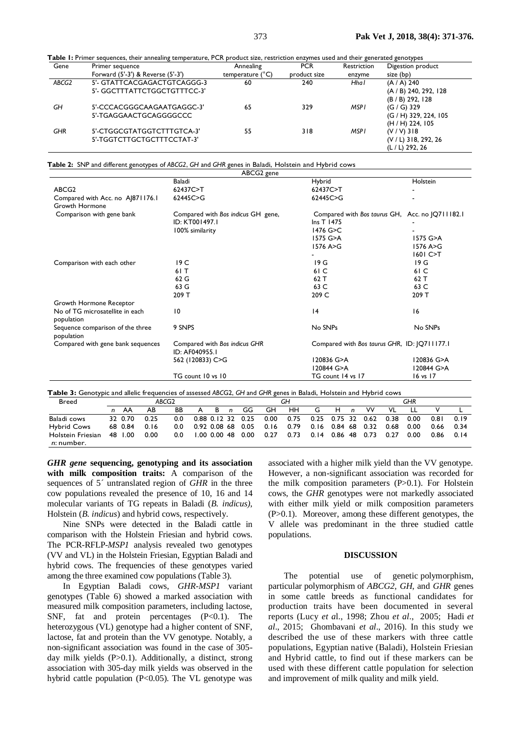**Table 1:** Primer sequences, their annealing temperature, PCR product size, restriction enzymes used and their generated genotypes

| Gene | Primer sequence Forward (5'-3') & Reverse (5'-3') | Annealing temperature (°C) | PCR product size | Restriction enzyme | Digestion product size (bp) |
|---|---|---|---|---|---|
| *ABCG2* | 5'- GTATTCACGAGACTGTCAGGG-3<br>5'- GGCTTTATTCTGGCTGTTTCC-3' | 60 | 240 | *HhaI* | (A / A) 240<br>(A / B) 240, 292, 128<br>(B / B) 292, 128 |
| *GH* | 5'-CCCACGGGCAAGAATGAGGC-3'<br>5'-TGAGGAACTGCAGGGGCCC | 65 | 329 | *MSPI* | (G / G) 329<br>(G / H) 329, 224, 105<br>(H / H) 224, 105 |
| *GHR* | 5'-CTGGCGTATGGTCTTTGTCA-3'<br>5'-TGGTCTTGCTGCTTTCCTAT-3' | 55 | 318 | *MSPI* | (V / V) 318<br>(V / L) 318, 292, 26<br>(L / L) 292, 26 |

**Table 2:** SNP and different genotypes of *ABCG2*, *GH* and *GHR* genes in Baladi, Holstein and Hybrid cows

| ABCG2 gene | | | |
|---|---|---|---|
| | Baladi | Hybrid | Holstein |
| ABCG2 | 62437C>T | 62437C>T | - |
| Compared with Acc. no AJ871176.1 | 62445C>G | 62445C>G | - |
| Growth Hormone | | | |
| Comparison with gene bank | Compared with *Bos indicus* GH gene, ID: KT001497.1<br>100% similarity | Compared with *Bos taurus* GH, Acc. no JQ711182.1<br>Ins T 1475<br>1476 G>C<br>1575 G>A<br>1576 A>G<br>- | <br>-<br>-<br>1575 G>A<br>1576 A>G<br>1601 C>T |
| Comparison with each other | 19 C<br>61 T<br>62 G<br>63 G<br>209 T | 19 G<br>61 C<br>62 T<br>63 C<br>209 C | 19 G<br>61 C<br>62 T<br>63 C<br>209 T |
| Growth Hormone Receptor | | | |
| No of TG microsatellite in each population | 10 | 14 | 16 |
| Sequence comparison of the three population | 9 SNPS | No SNPs | No SNPs |
| Compared with gene bank sequences | Compared with *Bos indicus* GHR ID: AF040955.1<br>562 (120833) C>G<br>TG count 10 vs 10 | Compared with *Bos taurus* GHR, ID: JQ711177.1<br>120836 G>A<br>120844 G>A<br>TG count 14 vs 17 | <br>120836 G>A<br>120844 G>A<br>16 vs 17 |

**Table 3:** Genotypic and allelic frequencies of assessed *ABCG2*, *GH* and *GHR* genes in Baladi, Holstein and Hybrid cows

| Breed | ABCG2 | | | | | | GH | | | | | | GHR | | | | | |
|---|---|---|---|---|---|---|---|---|---|---|---|---|---|---|---|---|---|---|
| | *n* | AA | AB | BB | A | B | *n* | GG | GH | HH | G | H | *n* | VV | VL | LL | V | L |
| Baladi cows | 32 | 0.70 | 0.25 | 0.0 | 0.88 | 0.12 | 32 | 0.25 | 0.00 | 0.75 | 0.25 | 0.75 | 32 | 0.62 | 0.38 | 0.00 | 0.81 | 0.19 |
| Hybrid Cows | 68 | 0.84 | 0.16 | 0.0 | 0.92 | 0.08 | 68 | 0.05 | 0.16 | 0.79 | 0.16 | 0.84 | 68 | 0.32 | 0.68 | 0.00 | 0.66 | 0.34 |
| Holstein Friesian | 48 | 1.00 | 0.00 | 0.0 | 1.00 | 0.00 | 48 | 0.00 | 0.27 | 0.73 | 0.14 | 0.86 | 48 | 0.73 | 0.27 | 0.00 | 0.86 | 0.14 |

*n*: number.

***GHR* gene sequencing, genotyping and its association with milk composition traits:** A comparison of the sequences of 5´ untranslated region of *GHR* in the three cow populations revealed the presence of 10, 16 and 14 molecular variants of TG repeats in Baladi (*B. indicus)*, Holstein (*B. indicus*) and hybrid cows, respectively.

Nine SNPs were detected in the Baladi cattle in comparison with the Holstein Friesian and hybrid cows. The PCR-RFLP-*MSP1* analysis revealed two genotypes (VV and VL) in the Holstein Friesian, Egyptian Baladi and hybrid cows. The frequencies of these genotypes varied among the three examined cow populations (Table 3).

In Egyptian Baladi cows, *GHR-MSP1* variant genotypes (Table 6) showed a marked association with measured milk composition parameters, including lactose, SNF, fat and protein percentages (P<0.1). The heterozygous (VL) genotype had a higher content of SNF, lactose, fat and protein than the VV genotype. Notably, a non-significant association was found in the case of 305-day milk yields (P>0.1). Additionally, a distinct, strong association with 305-day milk yields was observed in the hybrid cattle population (P<0.05). The VL genotype was associated with a higher milk yield than the VV genotype. However, a non-significant association was recorded for the milk composition parameters (P>0.1). For Holstein cows, the *GHR* genotypes were not markedly associated with either milk yield or milk composition parameters (P>0.1). Moreover, among these different genotypes, the V allele was predominant in the three studied cattle populations.

## DISCUSSION

The potential use of genetic polymorphism, particular polymorphism of *ABCG2*, *GH*, and *GHR* genes in some cattle breeds as functional candidates for production traits have been documented in several reports (Lucy *et a*l., 1998; Zhou *et al*., 2005; Hadi *et al*., 2015; Ghombavani *et al*., 2016). In this study we described the use of these markers with three cattle populations, Egyptian native (Baladi), Holstein Friesian and Hybrid cattle, to find out if these markers can be used with these different cattle population for selection and improvement of milk quality and milk yield.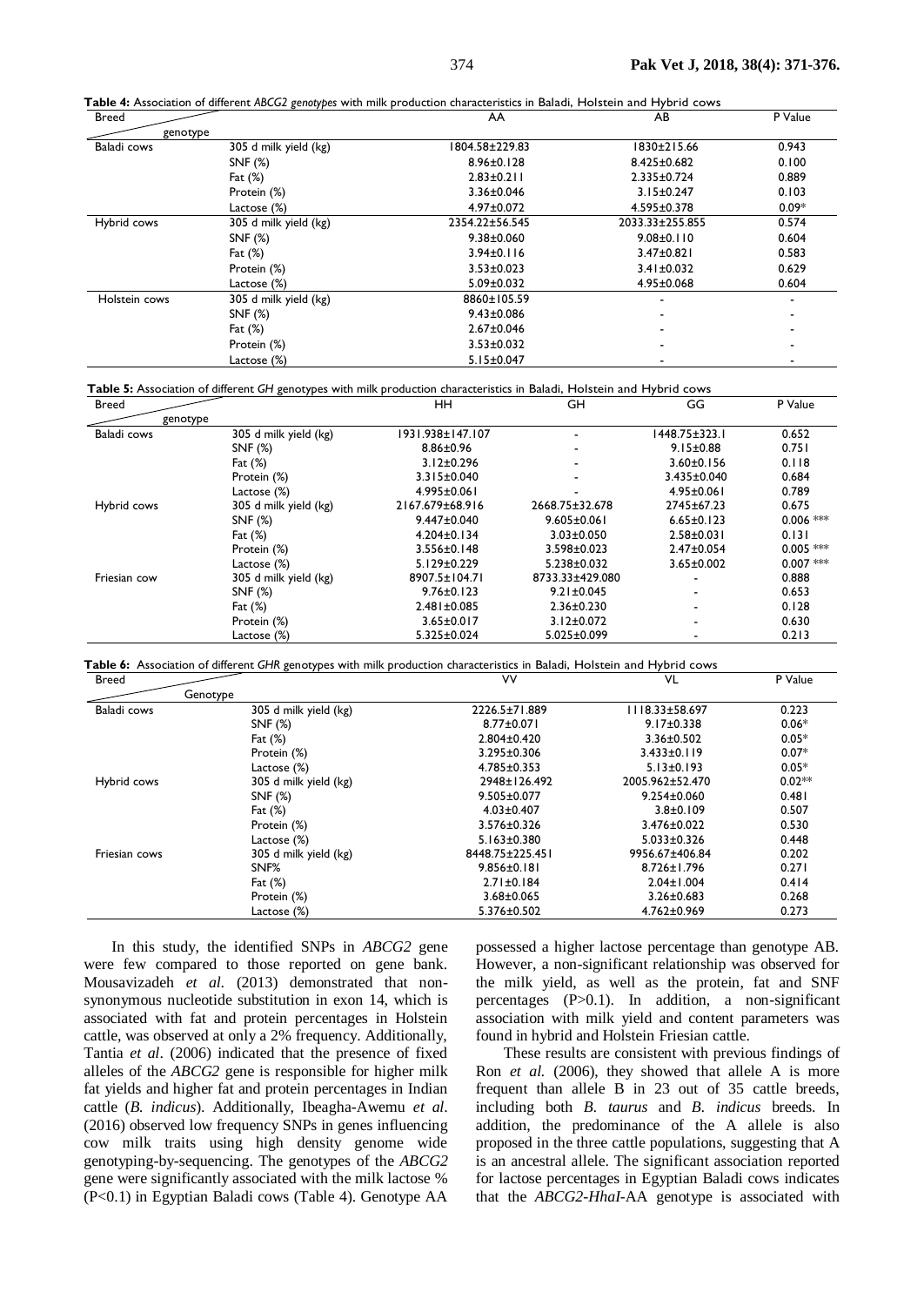**Table 4:** Association of different *ABCG2 genotypes* with milk production characteristics in Baladi, Holstein and Hybrid cows

| Breed / genotype | | AA | AB | P Value |
|---|---|---|---|---|
| Baladi cows | 305 d milk yield (kg) | 1804.58±229.83 | 1830±215.66 | 0.943 |
| | SNF (%) | 8.96±0.128 | 8.425±0.682 | 0.100 |
| | Fat (%) | 2.83±0.211 | 2.335±0.724 | 0.889 |
| | Protein (%) | 3.36±0.046 | 3.15±0.247 | 0.103 |
| | Lactose (%) | 4.97±0.072 | 4.595±0.378 | 0.09* |
| Hybrid cows | 305 d milk yield (kg) | 2354.22±56.545 | 2033.33±255.855 | 0.574 |
| | SNF (%) | 9.38±0.060 | 9.08±0.110 | 0.604 |
| | Fat (%) | 3.94±0.116 | 3.47±0.821 | 0.583 |
| | Protein (%) | 3.53±0.023 | 3.41±0.032 | 0.629 |
| | Lactose (%) | 5.09±0.032 | 4.95±0.068 | 0.604 |
| Holstein cows | 305 d milk yield (kg) | 8860±105.59 | - | - |
| | SNF (%) | 9.43±0.086 | - | - |
| | Fat (%) | 2.67±0.046 | - | - |
| | Protein (%) | 3.53±0.032 | - | - |
| | Lactose (%) | 5.15±0.047 | - | - |

**Table 5:** Association of different *GH* genotypes with milk production characteristics in Baladi, Holstein and Hybrid cows

| Breed / genotype | | HH | GH | GG | P Value |
|---|---|---|---|---|---|
| Baladi cows | 305 d milk yield (kg) | 1931.938±147.107 | - | 1448.75±323.1 | 0.652 |
| | SNF (%) | 8.86±0.96 | - | 9.15±0.88 | 0.751 |
| | Fat (%) | 3.12±0.296 | - | 3.60±0.156 | 0.118 |
| | Protein (%) | 3.315±0.040 | - | 3.435±0.040 | 0.684 |
| | Lactose (%) | 4.995±0.061 | - | 4.95±0.061 | 0.789 |
| Hybrid cows | 305 d milk yield (kg) | 2167.679±68.916 | 2668.75±32.678 | 2745±67.23 | 0.675 |
| | SNF (%) | 9.447±0.040 | 9.605±0.061 | 6.65±0.123 | 0.006 *** |
| | Fat (%) | 4.204±0.134 | 3.03±0.050 | 2.58±0.031 | 0.131 |
| | Protein (%) | 3.556±0.148 | 3.598±0.023 | 2.47±0.054 | 0.005 *** |
| | Lactose (%) | 5.129±0.229 | 5.238±0.032 | 3.65±0.002 | 0.007 *** |
| Friesian cow | 305 d milk yield (kg) | 8907.5±104.71 | 8733.33±429.080 | - | 0.888 |
| | SNF (%) | 9.76±0.123 | 9.21±0.045 | - | 0.653 |
| | Fat (%) | 2.481±0.085 | 2.36±0.230 | - | 0.128 |
| | Protein (%) | 3.65±0.017 | 3.12±0.072 | - | 0.630 |
| | Lactose (%) | 5.325±0.024 | 5.025±0.099 | - | 0.213 |

**Table 6:** Association of different *GHR* genotypes with milk production characteristics in Baladi, Holstein and Hybrid cows

| Breed / Genotype | | VV | VL | P Value |
|---|---|---|---|---|
| Baladi cows | 305 d milk yield (kg) | 2226.5±71.889 | 1118.33±58.697 | 0.223 |
| | SNF (%) | 8.77±0.071 | 9.17±0.338 | 0.06* |
| | Fat (%) | 2.804±0.420 | 3.36±0.502 | 0.05* |
| | Protein (%) | 3.295±0.306 | 3.433±0.119 | 0.07* |
| | Lactose (%) | 4.785±0.353 | 5.13±0.193 | 0.05* |
| Hybrid cows | 305 d milk yield (kg) | 2948±126.492 | 2005.962±52.470 | 0.02** |
| | SNF (%) | 9.505±0.077 | 9.254±0.060 | 0.481 |
| | Fat (%) | 4.03±0.407 | 3.8±0.109 | 0.507 |
| | Protein (%) | 3.576±0.326 | 3.476±0.022 | 0.530 |
| | Lactose (%) | 5.163±0.380 | 5.033±0.326 | 0.448 |
| Friesian cows | 305 d milk yield (kg) | 8448.75±225.451 | 9956.67±406.84 | 0.202 |
| | SNF% | 9.856±0.181 | 8.726±1.796 | 0.271 |
| | Fat (%) | 2.71±0.184 | 2.04±1.004 | 0.414 |
| | Protein (%) | 3.68±0.065 | 3.26±0.683 | 0.268 |
| | Lactose (%) | 5.376±0.502 | 4.762±0.969 | 0.273 |

In this study, the identified SNPs in *ABCG2* gene were few compared to those reported on gene bank. Mousavizadeh *et al*. (2013) demonstrated that non-synonymous nucleotide substitution in exon 14, which is associated with fat and protein percentages in Holstein cattle, was observed at only a 2% frequency. Additionally, Tantia *et al*. (2006) indicated that the presence of fixed alleles of the *ABCG2* gene is responsible for higher milk fat yields and higher fat and protein percentages in Indian cattle (*B. indicus*). Additionally, Ibeagha-Awemu *et al*. (2016) observed low frequency SNPs in genes influencing cow milk traits using high density genome wide genotyping-by-sequencing. The genotypes of the *ABCG2* gene were significantly associated with the milk lactose % ($P<0.1$) in Egyptian Baladi cows (Table 4). Genotype AA possessed a higher lactose percentage than genotype AB. However, a non-significant relationship was observed for the milk yield, as well as the protein, fat and SNF percentages ($P>0.1$). In addition, a non-significant association with milk yield and content parameters was found in hybrid and Holstein Friesian cattle.

These results are consistent with previous findings of Ron *et al.* (2006), they showed that allele A is more frequent than allele B in 23 out of 35 cattle breeds, including both *B. taurus* and *B. indicus* breeds. In addition, the predominance of the A allele is also proposed in the three cattle populations, suggesting that A is an ancestral allele. The significant association reported for lactose percentages in Egyptian Baladi cows indicates that the *ABCG2-HhaI*-AA genotype is associated with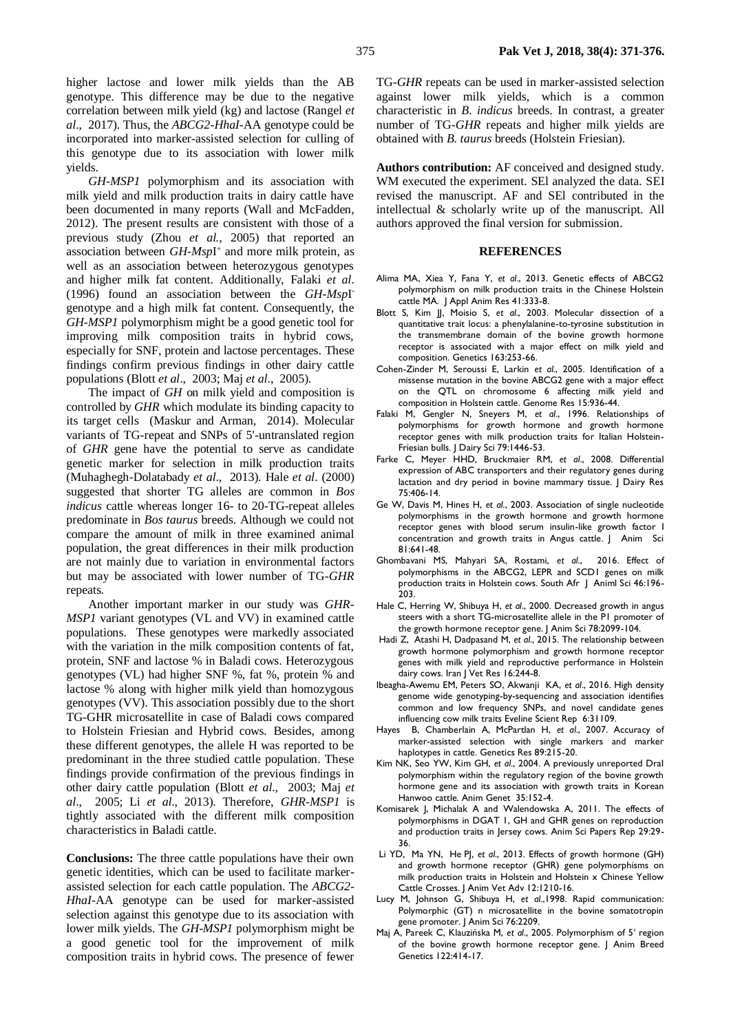higher lactose and lower milk yields than the AB genotype. This difference may be due to the negative correlation between milk yield (kg) and lactose (Rangel *et al*., 2017). Thus, the *ABCG2-HhaI*-AA genotype could be incorporated into marker-assisted selection for culling of this genotype due to its association with lower milk yields.

*GH-MSP1* polymorphism and its association with milk yield and milk production traits in dairy cattle have been documented in many reports (Wall and McFadden, 2012). The present results are consistent with those of a previous study (Zhou *et al.,* 2005) that reported an association between *GH-Msp*I$^{+}$ and more milk protein, as well as an association between heterozygous genotypes and higher milk fat content. Additionally, Falaki *et al*. (1996) found an association between the *GH-Msp*I$^{-}$ genotype and a high milk fat content. Consequently, the *GH-MSP1* polymorphism might be a good genetic tool for improving milk composition traits in hybrid cows, especially for SNF, protein and lactose percentages. These findings confirm previous findings in other dairy cattle populations (Blott *et al*., 2003; Maj *et al*., 2005).

The impact of *GH* on milk yield and composition is controlled by *GHR* which modulate its binding capacity to its target cells (Maskur and Arman, 2014). Molecular variants of TG-repeat and SNPs of 5'-untranslated region of *GHR* gene have the potential to serve as candidate genetic marker for selection in milk production traits (Muhaghegh-Dolatabady *et al*., 2013). Hale *et al*. (2000) suggested that shorter TG alleles are common in *Bos indicus* cattle whereas longer 16- to 20-TG-repeat alleles predominate in *Bos taurus* breeds. Although we could not compare the amount of milk in three examined animal population, the great differences in their milk production are not mainly due to variation in environmental factors but may be associated with lower number of TG-*GHR* repeats.

Another important marker in our study was *GHR-MSP1* variant genotypes (VL and VV) in examined cattle populations. These genotypes were markedly associated with the variation in the milk composition contents of fat, protein, SNF and lactose % in Baladi cows. Heterozygous genotypes (VL) had higher SNF %, fat %, protein % and lactose % along with higher milk yield than homozygous genotypes (VV). This association possibly due to the short TG-GHR microsatellite in case of Baladi cows compared to Holstein Friesian and Hybrid cows. Besides, among these different genotypes, the allele H was reported to be predominant in the three studied cattle population. These findings provide confirmation of the previous findings in other dairy cattle population (Blott *et al*., 2003; Maj *et al*., 2005; Li *et al*., 2013). Therefore, *GHR-MSP1* is tightly associated with the different milk composition characteristics in Baladi cattle.

**Conclusions:** The three cattle populations have their own genetic identities, which can be used to facilitate marker-assisted selection for each cattle population. The *ABCG2-HhaI*-AA genotype can be used for marker-assisted selection against this genotype due to its association with lower milk yields. The *GH-MSP1* polymorphism might be a good genetic tool for the improvement of milk composition traits in hybrid cows. The presence of fewer TG-*GHR* repeats can be used in marker-assisted selection against lower milk yields, which is a common characteristic in *B. indicus* breeds. In contrast, a greater number of TG-*GHR* repeats and higher milk yields are obtained with *B. taurus* breeds (Holstein Friesian).

**Authors contribution:** AF conceived and designed study. WM executed the experiment. SEl analyzed the data. SEI revised the manuscript. AF and SEl contributed in the intellectual & scholarly write up of the manuscript. All authors approved the final version for submission.

## REFERENCES

- Alima MA, Xiea Y, Fana Y, *et al*., 2013. Genetic effects of ABCG2 polymorphism on milk production traits in the Chinese Holstein cattle MA. J Appl Anim Res 41:333-8.
- Blott S, Kim JJ, Moisio S, *et al*., 2003. Molecular dissection of a quantitative trait locus: a phenylalanine-to-tyrosine substitution in the transmembrane domain of the bovine growth hormone receptor is associated with a major effect on milk yield and composition. Genetics 163:253-66.
- Cohen-Zinder M, Seroussi E, Larkin *et al*., 2005. Identification of a missense mutation in the bovine ABCG2 gene with a major effect on the QTL on chromosome 6 affecting milk yield and composition in Holstein cattle. Genome Res 15:936-44.
- Falaki M, Gengler N, Sneyers M, *et al*., 1996. Relationships of polymorphisms for growth hormone and growth hormone receptor genes with milk production traits for Italian Holstein-Friesian bulls. J Dairy Sci 79:1446-53.
- Farke C, Meyer HHD, Bruckmaier RM, *et al*., 2008. Differential expression of ABC transporters and their regulatory genes during lactation and dry period in bovine mammary tissue. J Dairy Res 75:406-14.
- Ge W, Davis M, Hines H, *et al*., 2003. Association of single nucleotide polymorphisms in the growth hormone and growth hormone receptor genes with blood serum insulin-like growth factor I concentration and growth traits in Angus cattle. J Anim Sci 81:641-48.
- Ghombavani MS, Mahyari SA, Rostami, *et al*., 2016. Effect of polymorphisms in the ABCG2, LEPR and SCD1 genes on milk production traits in Holstein cows. South Afr J Animl Sci 46:196-203.
- Hale C, Herring W, Shibuya H, *et al*., 2000. Decreased growth in angus steers with a short TG-microsatellite allele in the P1 promoter of the growth hormone receptor gene. J Anim Sci 78:2099-104.
- Hadi Z, Atashi H, Dadpasand M, *et al*., 2015. The relationship between growth hormone polymorphism and growth hormone receptor genes with milk yield and reproductive performance in Holstein dairy cows. Iran J Vet Res 16:244-8.
- Ibeagha-Awemu EM, Peters SO, Akwanji KA, *et al*., 2016. High density genome wide genotyping-by-sequencing and association identifies common and low frequency SNPs, and novel candidate genes influencing cow milk traits Eveline Scient Rep 6:31109.
- Hayes B, Chamberlain A, McPartlan H, *et al*., 2007. Accuracy of marker-assisted selection with single markers and marker haplotypes in cattle. Genetics Res 89:215-20.
- Kim NK, Seo YW, Kim GH, *et al*., 2004. A previously unreported DraI polymorphism within the regulatory region of the bovine growth hormone gene and its association with growth traits in Korean Hanwoo cattle. Anim Genet 35:152-4.
- Komisarek J, Michalak A and Walendowska A, 2011. The effects of polymorphisms in DGAT 1, GH and GHR genes on reproduction and production traits in Jersey cows. Anim Sci Papers Rep 29:29-36.
- Li YD, Ma YN, He PJ, *et al*., 2013. Effects of growth hormone (GH) and growth hormone receptor (GHR) gene polymorphisms on milk production traits in Holstein and Holstein x Chinese Yellow Cattle Crosses. J Anim Vet Adv 12:1210-16.
- Lucy M, Johnson G, Shibuya H, *et al*.,1998. Rapid communication: Polymorphic (GT) n microsatellite in the bovine somatotropin gene promoter. J Anim Sci 76:2209.
- Maj A, Pareek C, Klauzińska M, *et al*., 2005. Polymorphism of 5′ region of the bovine growth hormone receptor gene. J Anim Breed Genetics 122:414-17.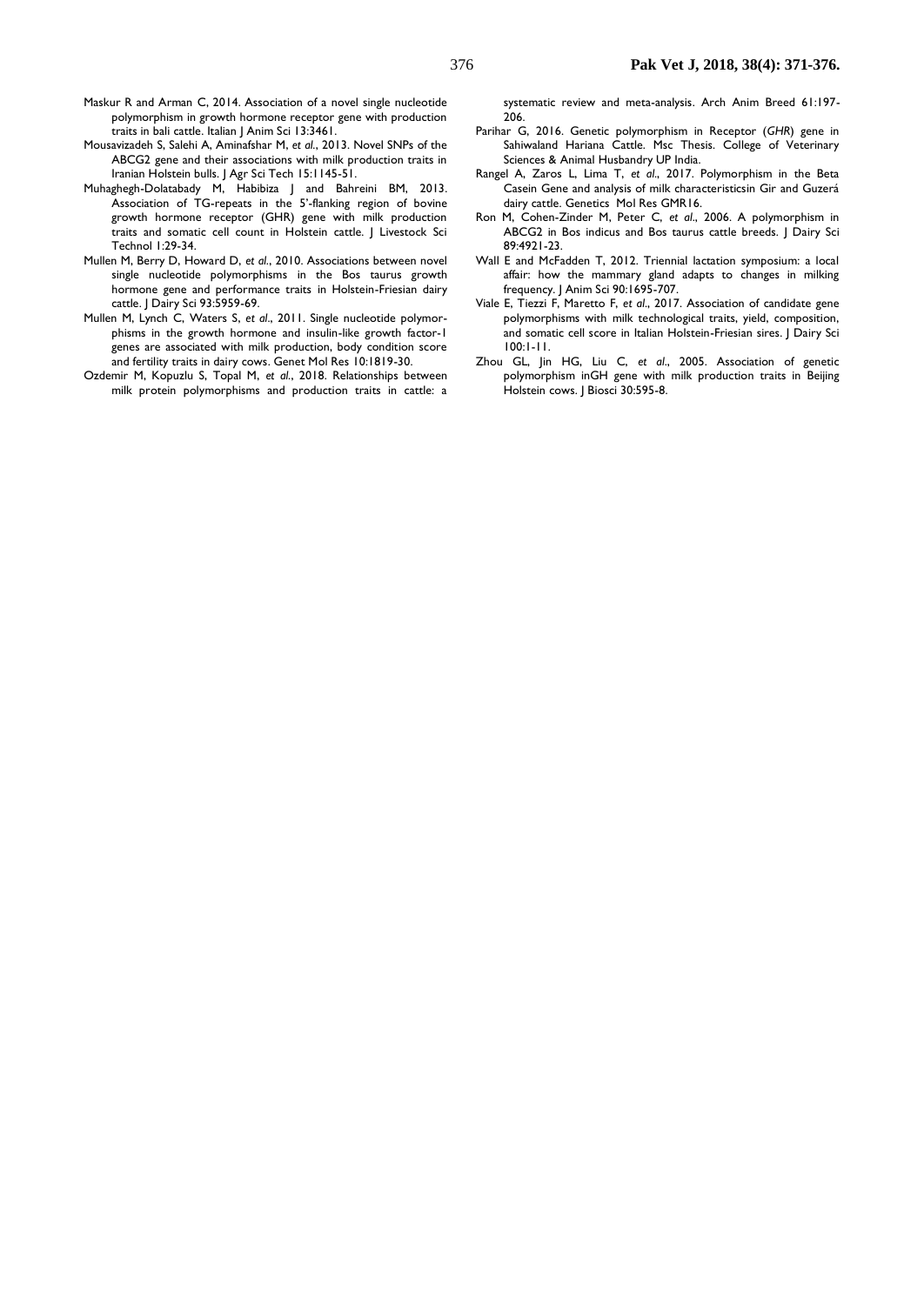Maskur R and Arman C, 2014. Association of a novel single nucleotide polymorphism in growth hormone receptor gene with production traits in bali cattle. Italian J Anim Sci 13:3461.

Mousavizadeh S, Salehi A, Aminafshar M, *et al.*, 2013. Novel SNPs of the ABCG2 gene and their associations with milk production traits in Iranian Holstein bulls. J Agr Sci Tech 15:1145-51.

Muhaghegh-Dolatabady M, Habibiza J and Bahreini BM, 2013. Association of TG-repeats in the 5'-flanking region of bovine growth hormone receptor (GHR) gene with milk production traits and somatic cell count in Holstein cattle. J Livestock Sci Technol 1:29-34.

Mullen M, Berry D, Howard D, *et al.*, 2010. Associations between novel single nucleotide polymorphisms in the Bos taurus growth hormone gene and performance traits in Holstein-Friesian dairy cattle. J Dairy Sci 93:5959-69.

Mullen M, Lynch C, Waters S, *et al*., 2011. Single nucleotide polymorphisms in the growth hormone and insulin-like growth factor-1 genes are associated with milk production, body condition score and fertility traits in dairy cows. Genet Mol Res 10:1819-30.

Ozdemir M, Kopuzlu S, Topal M, *et al.*, 2018. Relationships between milk protein polymorphisms and production traits in cattle: a systematic review and meta-analysis. Arch Anim Breed 61:197-206.

Parihar G, 2016. Genetic polymorphism in Receptor (*GHR*) gene in Sahiwaland Hariana Cattle. Msc Thesis. College of Veterinary Sciences & Animal Husbandry UP India.

Rangel A, Zaros L, Lima T, *et al*., 2017. Polymorphism in the Beta Casein Gene and analysis of milk characteristicsin Gir and Guzerá dairy cattle. Genetics Mol Res GMR16.

Ron M, Cohen-Zinder M, Peter C, *et al*., 2006. A polymorphism in ABCG2 in Bos indicus and Bos taurus cattle breeds. J Dairy Sci 89:4921-23.

Wall E and McFadden T, 2012. Triennial lactation symposium: a local affair: how the mammary gland adapts to changes in milking frequency. J Anim Sci 90:1695-707.

Viale E, Tiezzi F, Maretto F, *et al*., 2017. Association of candidate gene polymorphisms with milk technological traits, yield, composition, and somatic cell score in Italian Holstein-Friesian sires. J Dairy Sci 100:1-11.

Zhou GL, Jin HG, Liu C, *et al*., 2005. Association of genetic polymorphism inGH gene with milk production traits in Beijing Holstein cows. J Biosci 30:595-8.